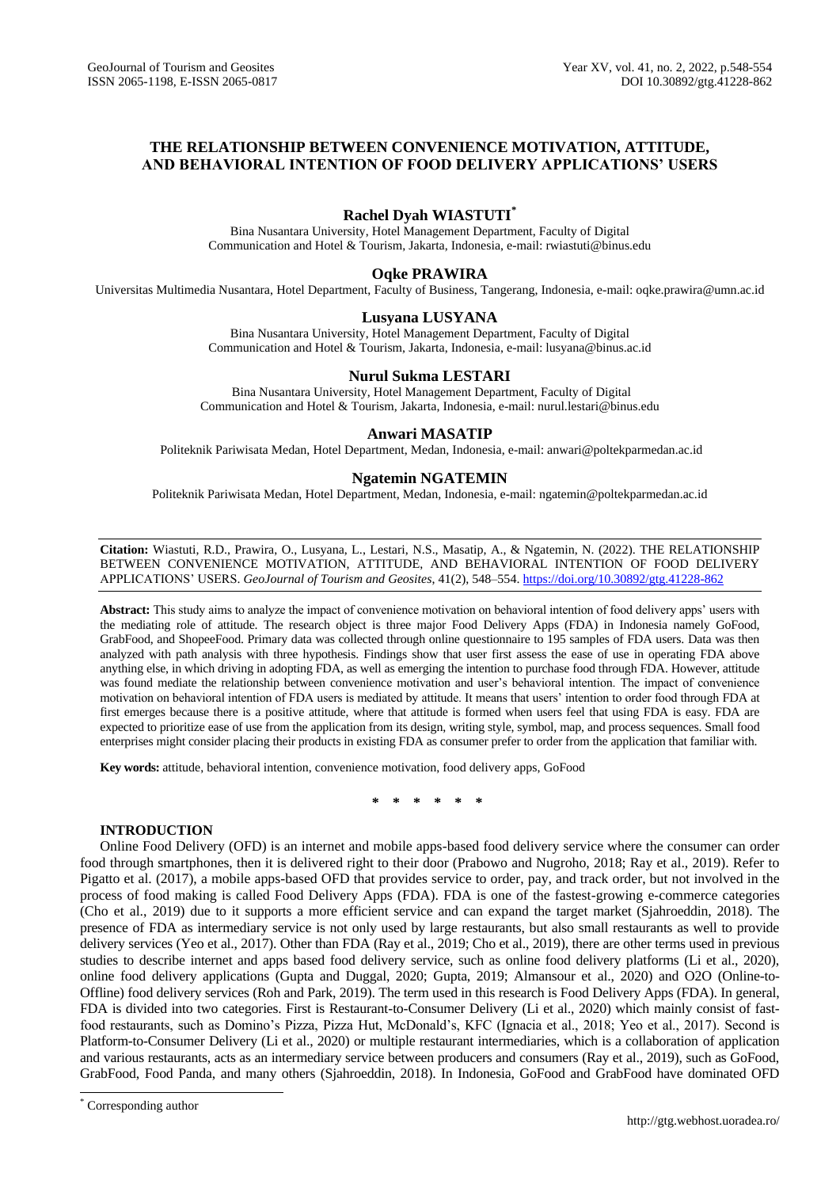# THE RELATIONSHIP BETWEEN CONVENIENCE MOTIVATION, ATTITUDE, AND BEHAVIORAL INTENTION OF FOOD DELIVERY APPLICATIONS' USERS

**Rachel Dyah WIASTUTI***

Bina Nusantara University, Hotel Management Department, Faculty of Digital Communication and Hotel & Tourism, Jakarta, Indonesia, e-mail: rwiastuti@binus.edu

**Oqke PRAWIRA**

Universitas Multimedia Nusantara, Hotel Department, Faculty of Business, Tangerang, Indonesia, e-mail: oqke.prawira@umn.ac.id

**Lusyana LUSYANA**

Bina Nusantara University, Hotel Management Department, Faculty of Digital Communication and Hotel & Tourism, Jakarta, Indonesia, e-mail: lusyana@binus.ac.id

**Nurul Sukma LESTARI**

Bina Nusantara University, Hotel Management Department, Faculty of Digital Communication and Hotel & Tourism, Jakarta, Indonesia, e-mail: nurul.lestari@binus.edu

**Anwari MASATIP**

Politeknik Pariwisata Medan, Hotel Department, Medan, Indonesia, e-mail: anwari@poltekparmedan.ac.id

**Ngatemin NGATEMIN**

Politeknik Pariwisata Medan, Hotel Department, Medan, Indonesia, e-mail: ngatemin@poltekparmedan.ac.id

---

**Citation:** Wiastuti, R.D., Prawira, O., Lusyana, L., Lestari, N.S., Masatip, A., & Ngatemin, N. (2022). THE RELATIONSHIP BETWEEN CONVENIENCE MOTIVATION, ATTITUDE, AND BEHAVIORAL INTENTION OF FOOD DELIVERY APPLICATIONS' USERS. *GeoJournal of Tourism and Geosites*, 41(2), 548–554. https://doi.org/10.30892/gtg.41228-862

---

**Abstract:** This study aims to analyze the impact of convenience motivation on behavioral intention of food delivery apps' users with the mediating role of attitude. The research object is three major Food Delivery Apps (FDA) in Indonesia namely GoFood, GrabFood, and ShopeeFood. Primary data was collected through online questionnaire to 195 samples of FDA users. Data was then analyzed with path analysis with three hypothesis. Findings show that user first assess the ease of use in operating FDA above anything else, in which driving in adopting FDA, as well as emerging the intention to purchase food through FDA. However, attitude was found mediate the relationship between convenience motivation and user's behavioral intention. The impact of convenience motivation on behavioral intention of FDA users is mediated by attitude. It means that users' intention to order food through FDA at first emerges because there is a positive attitude, where that attitude is formed when users feel that using FDA is easy. FDA are expected to prioritize ease of use from the application from its design, writing style, symbol, map, and process sequences. Small food enterprises might consider placing their products in existing FDA as consumer prefer to order from the application that familiar with.

**Key words:** attitude, behavioral intention, convenience motivation, food delivery apps, GoFood

\* \* \* \* \* \*

## INTRODUCTION

Online Food Delivery (OFD) is an internet and mobile apps-based food delivery service where the consumer can order food through smartphones, then it is delivered right to their door (Prabowo and Nugroho, 2018; Ray et al., 2019). Refer to Pigatto et al. (2017), a mobile apps-based OFD that provides service to order, pay, and track order, but not involved in the process of food making is called Food Delivery Apps (FDA). FDA is one of the fastest-growing e-commerce categories (Cho et al., 2019) due to it supports a more efficient service and can expand the target market (Sjahroeddin, 2018). The presence of FDA as intermediary service is not only used by large restaurants, but also small restaurants as well to provide delivery services (Yeo et al., 2017). Other than FDA (Ray et al., 2019; Cho et al., 2019), there are other terms used in previous studies to describe internet and apps based food delivery service, such as online food delivery platforms (Li et al., 2020), online food delivery applications (Gupta and Duggal, 2020; Gupta, 2019; Almansour et al., 2020) and O2O (Online-to-Offline) food delivery services (Roh and Park, 2019). The term used in this research is Food Delivery Apps (FDA). In general, FDA is divided into two categories. First is Restaurant-to-Consumer Delivery (Li et al., 2020) which mainly consist of fast-food restaurants, such as Domino's Pizza, Pizza Hut, McDonald's, KFC (Ignacia et al., 2018; Yeo et al., 2017). Second is Platform-to-Consumer Delivery (Li et al., 2020) or multiple restaurant intermediaries, which is a collaboration of application and various restaurants, acts as an intermediary service between producers and consumers (Ray et al., 2019), such as GoFood, GrabFood, Food Panda, and many others (Sjahroeddin, 2018). In Indonesia, GoFood and GrabFood have dominated OFD

\* Corresponding author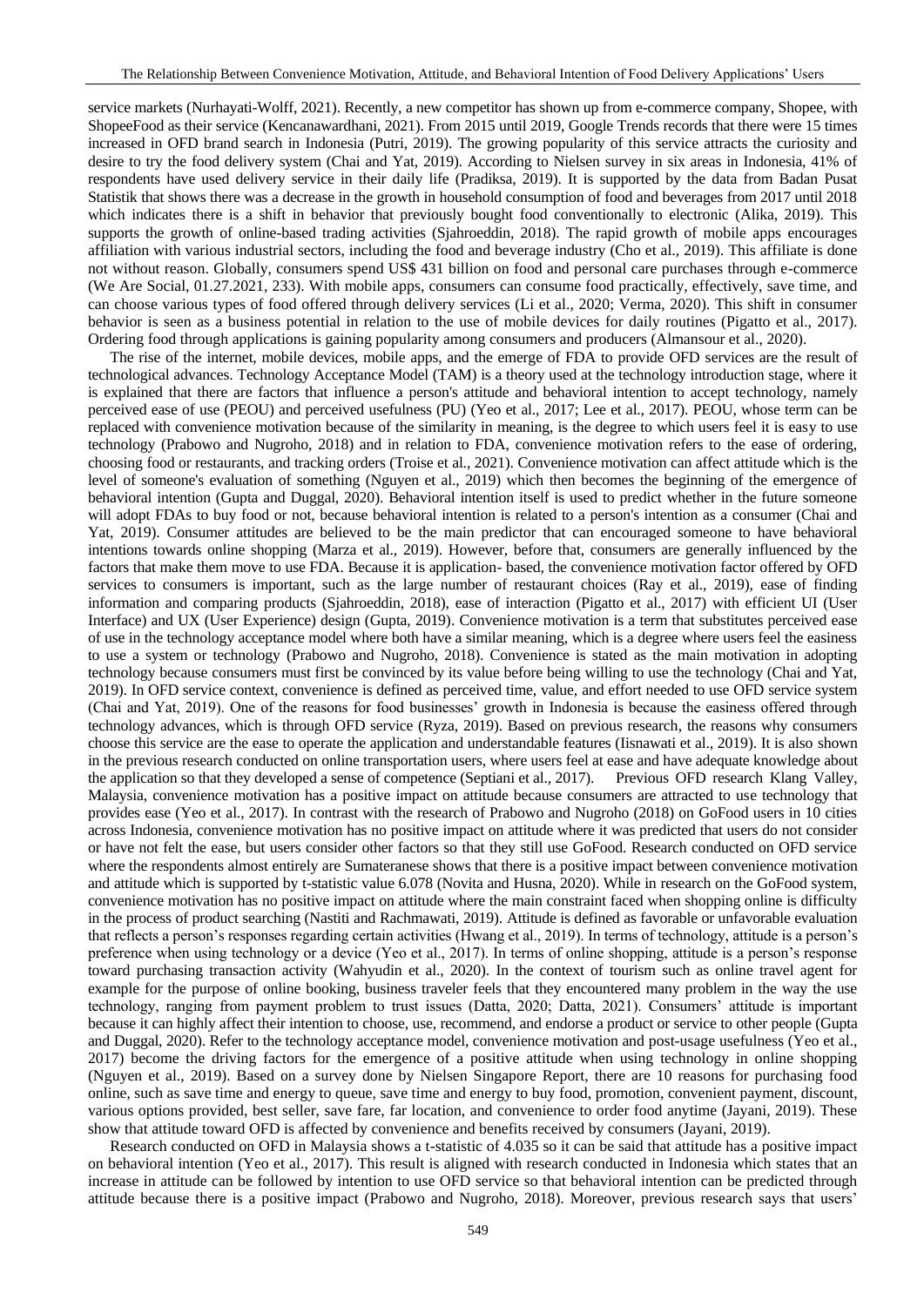service markets (Nurhayati-Wolff, 2021). Recently, a new competitor has shown up from e-commerce company, Shopee, with ShopeeFood as their service (Kencanawardhani, 2021). From 2015 until 2019, Google Trends records that there were 15 times increased in OFD brand search in Indonesia (Putri, 2019). The growing popularity of this service attracts the curiosity and desire to try the food delivery system (Chai and Yat, 2019). According to Nielsen survey in six areas in Indonesia, 41% of respondents have used delivery service in their daily life (Pradiksa, 2019). It is supported by the data from Badan Pusat Statistik that shows there was a decrease in the growth in household consumption of food and beverages from 2017 until 2018 which indicates there is a shift in behavior that previously bought food conventionally to electronic (Alika, 2019). This supports the growth of online-based trading activities (Sjahroeddin, 2018). The rapid growth of mobile apps encourages affiliation with various industrial sectors, including the food and beverage industry (Cho et al., 2019). This affiliate is done not without reason. Globally, consumers spend US$ 431 billion on food and personal care purchases through e-commerce (We Are Social, 01.27.2021, 233). With mobile apps, consumers can consume food practically, effectively, save time, and can choose various types of food offered through delivery services (Li et al., 2020; Verma, 2020). This shift in consumer behavior is seen as a business potential in relation to the use of mobile devices for daily routines (Pigatto et al., 2017). Ordering food through applications is gaining popularity among consumers and producers (Almansour et al., 2020).

The rise of the internet, mobile devices, mobile apps, and the emerge of FDA to provide OFD services are the result of technological advances. Technology Acceptance Model (TAM) is a theory used at the technology introduction stage, where it is explained that there are factors that influence a person's attitude and behavioral intention to accept technology, namely perceived ease of use (PEOU) and perceived usefulness (PU) (Yeo et al., 2017; Lee et al., 2017). PEOU, whose term can be replaced with convenience motivation because of the similarity in meaning, is the degree to which users feel it is easy to use technology (Prabowo and Nugroho, 2018) and in relation to FDA, convenience motivation refers to the ease of ordering, choosing food or restaurants, and tracking orders (Troise et al., 2021). Convenience motivation can affect attitude which is the level of someone's evaluation of something (Nguyen et al., 2019) which then becomes the beginning of the emergence of behavioral intention (Gupta and Duggal, 2020). Behavioral intention itself is used to predict whether in the future someone will adopt FDAs to buy food or not, because behavioral intention is related to a person's intention as a consumer (Chai and Yat, 2019). Consumer attitudes are believed to be the main predictor that can encouraged someone to have behavioral intentions towards online shopping (Marza et al., 2019). However, before that, consumers are generally influenced by the factors that make them move to use FDA. Because it is application- based, the convenience motivation factor offered by OFD services to consumers is important, such as the large number of restaurant choices (Ray et al., 2019), ease of finding information and comparing products (Sjahroeddin, 2018), ease of interaction (Pigatto et al., 2017) with efficient UI (User Interface) and UX (User Experience) design (Gupta, 2019). Convenience motivation is a term that substitutes perceived ease of use in the technology acceptance model where both have a similar meaning, which is a degree where users feel the easiness to use a system or technology (Prabowo and Nugroho, 2018). Convenience is stated as the main motivation in adopting technology because consumers must first be convinced by its value before being willing to use the technology (Chai and Yat, 2019). In OFD service context, convenience is defined as perceived time, value, and effort needed to use OFD service system (Chai and Yat, 2019). One of the reasons for food businesses' growth in Indonesia is because the easiness offered through technology advances, which is through OFD service (Ryza, 2019). Based on previous research, the reasons why consumers choose this service are the ease to operate the application and understandable features (Iisnawati et al., 2019). It is also shown in the previous research conducted on online transportation users, where users feel at ease and have adequate knowledge about the application so that they developed a sense of competence (Septiani et al., 2017). Previous OFD research Klang Valley, Malaysia, convenience motivation has a positive impact on attitude because consumers are attracted to use technology that provides ease (Yeo et al., 2017). In contrast with the research of Prabowo and Nugroho (2018) on GoFood users in 10 cities across Indonesia, convenience motivation has no positive impact on attitude where it was predicted that users do not consider or have not felt the ease, but users consider other factors so that they still use GoFood. Research conducted on OFD service where the respondents almost entirely are Sumateranese shows that there is a positive impact between convenience motivation and attitude which is supported by t-statistic value 6.078 (Novita and Husna, 2020). While in research on the GoFood system, convenience motivation has no positive impact on attitude where the main constraint faced when shopping online is difficulty in the process of product searching (Nastiti and Rachmawati, 2019). Attitude is defined as favorable or unfavorable evaluation that reflects a person's responses regarding certain activities (Hwang et al., 2019). In terms of technology, attitude is a person's preference when using technology or a device (Yeo et al., 2017). In terms of online shopping, attitude is a person's response toward purchasing transaction activity (Wahyudin et al., 2020). In the context of tourism such as online travel agent for example for the purpose of online booking, business traveler feels that they encountered many problem in the way the use technology, ranging from payment problem to trust issues (Datta, 2020; Datta, 2021). Consumers' attitude is important because it can highly affect their intention to choose, use, recommend, and endorse a product or service to other people (Gupta and Duggal, 2020). Refer to the technology acceptance model, convenience motivation and post-usage usefulness (Yeo et al., 2017) become the driving factors for the emergence of a positive attitude when using technology in online shopping (Nguyen et al., 2019). Based on a survey done by Nielsen Singapore Report, there are 10 reasons for purchasing food online, such as save time and energy to queue, save time and energy to buy food, promotion, convenient payment, discount, various options provided, best seller, save fare, far location, and convenience to order food anytime (Jayani, 2019). These show that attitude toward OFD is affected by convenience and benefits received by consumers (Jayani, 2019).

Research conducted on OFD in Malaysia shows a t-statistic of 4.035 so it can be said that attitude has a positive impact on behavioral intention (Yeo et al., 2017). This result is aligned with research conducted in Indonesia which states that an increase in attitude can be followed by intention to use OFD service so that behavioral intention can be predicted through attitude because there is a positive impact (Prabowo and Nugroho, 2018). Moreover, previous research says that users'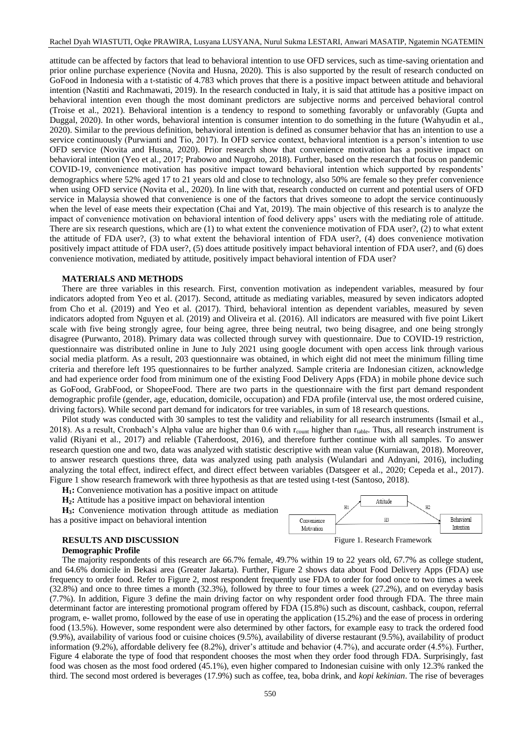attitude can be affected by factors that lead to behavioral intention to use OFD services, such as time-saving orientation and prior online purchase experience (Novita and Husna, 2020). This is also supported by the result of research conducted on GoFood in Indonesia with a t-statistic of 4.783 which proves that there is a positive impact between attitude and behavioral intention (Nastiti and Rachmawati, 2019). In the research conducted in Italy, it is said that attitude has a positive impact on behavioral intention even though the most dominant predictors are subjective norms and perceived behavioral control (Troise et al., 2021). Behavioral intention is a tendency to respond to something favorably or unfavorably (Gupta and Duggal, 2020). In other words, behavioral intention is consumer intention to do something in the future (Wahyudin et al., 2020). Similar to the previous definition, behavioral intention is defined as consumer behavior that has an intention to use a service continuously (Purwianti and Tio, 2017). In OFD service context, behavioral intention is a person's intention to use OFD service (Novita and Husna, 2020). Prior research show that convenience motivation has a positive impact on behavioral intention (Yeo et al., 2017; Prabowo and Nugroho, 2018). Further, based on the research that focus on pandemic COVID-19, convenience motivation has positive impact toward behavioral intention which supported by respondents' demographics where 52% aged 17 to 21 years old and close to technology, also 50% are female so they prefer convenience when using OFD service (Novita et al., 2020). In line with that, research conducted on current and potential users of OFD service in Malaysia showed that convenience is one of the factors that drives someone to adopt the service continuously when the level of ease meets their expectation (Chai and Yat, 2019). The main objective of this research is to analyze the impact of convenience motivation on behavioral intention of food delivery apps' users with the mediating role of attitude. There are six research questions, which are (1) to what extent the convenience motivation of FDA user?, (2) to what extent the attitude of FDA user?, (3) to what extent the behavioral intention of FDA user?, (4) does convenience motivation positively impact attitude of FDA user?, (5) does attitude positively impact behavioral intention of FDA user?, and (6) does convenience motivation, mediated by attitude, positively impact behavioral intention of FDA user?

## MATERIALS AND METHODS

There are three variables in this research. First, convention motivation as independent variables, measured by four indicators adopted from Yeo et al. (2017). Second, attitude as mediating variables, measured by seven indicators adopted from Cho et al. (2019) and Yeo et al. (2017). Third, behavioral intention as dependent variables, measured by seven indicators adopted from Nguyen et al. (2019) and Oliveira et al. (2016). All indicators are measured with five point Likert scale with five being strongly agree, four being agree, three being neutral, two being disagree, and one being strongly disagree (Purwanto, 2018). Primary data was collected through survey with questionnaire. Due to COVID-19 restriction, questionnaire was distributed online in June to July 2021 using google document with open access link through various social media platform. As a result, 203 questionnaire was obtained, in which eight did not meet the minimum filling time criteria and therefore left 195 questionnaires to be further analyzed. Sample criteria are Indonesian citizen, acknowledge and had experience order food from minimum one of the existing Food Delivery Apps (FDA) in mobile phone device such as GoFood, GrabFood, or ShopeeFood. There are two parts in the questionnaire with the first part demand respondent demographic profile (gender, age, education, domicile, occupation) and FDA profile (interval use, the most ordered cuisine, driving factors). While second part demand for indicators for tree variables, in sum of 18 research questions.

Pilot study was conducted with 30 samples to test the validity and reliability for all research instruments (Ismail et al., 2018). As a result, Cronbach's Alpha value are higher than 0.6 with $r_{count}$ higher than $r_{table}$. Thus, all research instrument is valid (Riyani et al., 2017) and reliable (Taherdoost, 2016), and therefore further continue with all samples. To answer research question one and two, data was analyzed with statistic descriptive with mean value (Kurniawan, 2018). Moreover, to answer research questions three, data was analyzed using path analysis (Wulandari and Adnyani, 2016), including analyzing the total effect, indirect effect, and direct effect between variables (Datsgeer et al., 2020; Cepeda et al., 2017). Figure 1 show research framework with three hypothesis as that are tested using t-test (Santoso, 2018).

**H₁:** Convenience motivation has a positive impact on attitude

**H₂:** Attitude has a positive impact on behavioral intention

**H₃:** Convenience motivation through attitude as mediation has a positive impact on behavioral intention

Figure 1. Research Framework

## RESULTS AND DISCUSSION

### Demographic Profile

The majority respondents of this research are 66.7% female, 49.7% within 19 to 22 years old, 67.7% as college student, and 64.6% domicile in Bekasi area (Greater Jakarta). Further, Figure 2 shows data about Food Delivery Apps (FDA) use frequency to order food. Refer to Figure 2, most respondent frequently use FDA to order for food once to two times a week (32.8%) and once to three times a month (32.3%), followed by three to four times a week (27.2%), and on everyday basis (7.7%). In addition, Figure 3 define the main driving factor on why respondent order food through FDA. The three main determinant factor are interesting promotional program offered by FDA (15.8%) such as discount, cashback, coupon, referral program, e- wallet promo, followed by the ease of use in operating the application (15.2%) and the ease of process in ordering food (13.5%). However, some respondent were also determined by other factors, for example easy to track the ordered food (9.9%), availability of various food or cuisine choices (9.5%), availability of diverse restaurant (9.5%), availability of product information (9.2%), affordable delivery fee (8.2%), driver's attitude and behavior (4.7%), and accurate order (4.5%). Further, Figure 4 elaborate the type of food that respondent chooses the most when they order food through FDA. Surprisingly, fast food was chosen as the most food ordered (45.1%), even higher compared to Indonesian cuisine with only 12.3% ranked the third. The second most ordered is beverages (17.9%) such as coffee, tea, boba drink, and *kopi kekinian*. The rise of beverages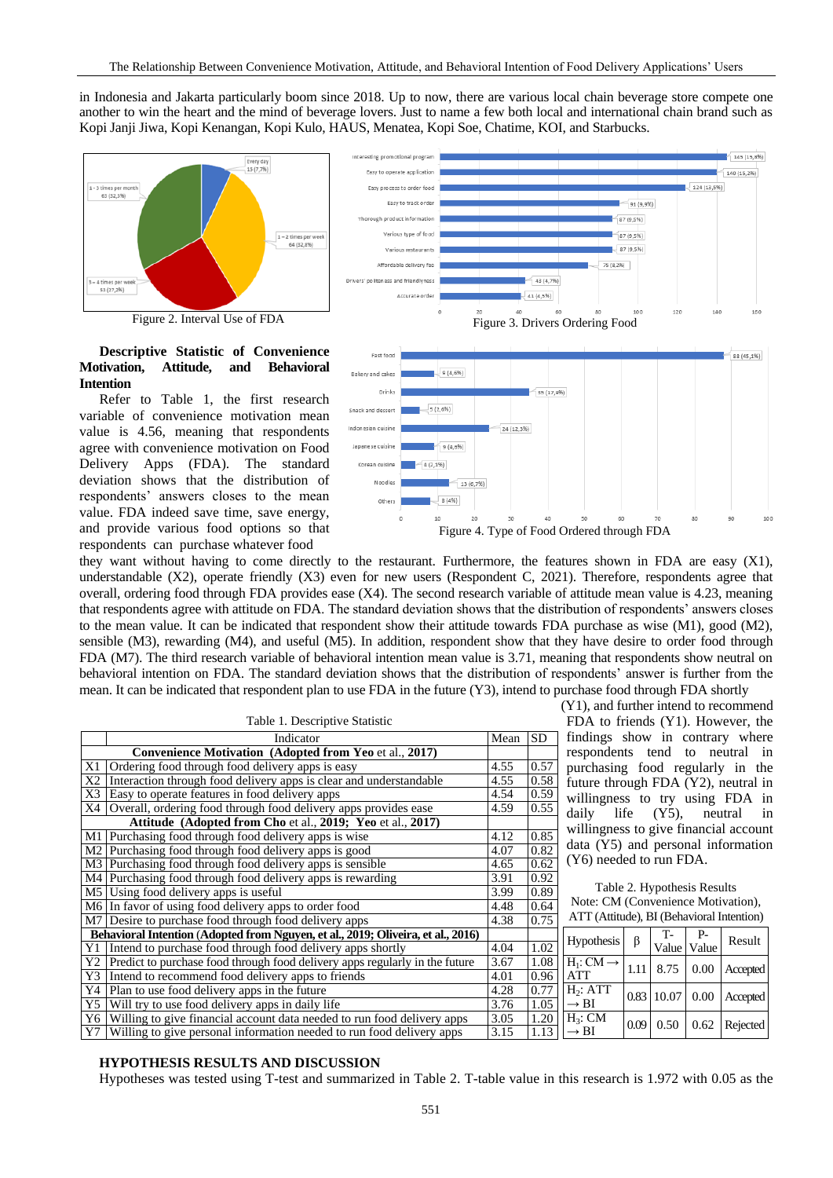in Indonesia and Jakarta particularly boom since 2018. Up to now, there are various local chain beverage store compete one another to win the heart and the mind of beverage lovers. Just to name a few both local and international chain brand such as Kopi Janji Jiwa, Kopi Kenangan, Kopi Kulo, HAUS, Menatea, Kopi Soe, Chatime, KOI, and Starbucks.

Figure 2. Interval Use of FDA

Figure 3. Drivers Ordering Food

Figure 4. Type of Food Ordered through FDA

**Descriptive Statistic of Convenience Motivation, Attitude, and Behavioral Intention**

Refer to Table 1, the first research variable of convenience motivation mean value is 4.56, meaning that respondents agree with convenience motivation on Food Delivery Apps (FDA). The standard deviation shows that the distribution of respondents' answers closes to the mean value. FDA indeed save time, save energy, and provide various food options so that respondents can purchase whatever food they want without having to come directly to the restaurant. Furthermore, the features shown in FDA are easy (X1), understandable (X2), operate friendly (X3) even for new users (Respondent C, 2021). Therefore, respondents agree that overall, ordering food through FDA provides ease (X4). The second research variable of attitude mean value is 4.23, meaning that respondents agree with attitude on FDA. The standard deviation shows that the distribution of respondents' answers closes to the mean value. It can be indicated that respondent show their attitude towards FDA purchase as wise (M1), good (M2), sensible (M3), rewarding (M4), and useful (M5). In addition, respondent show that they have desire to order food through FDA (M7). The third research variable of behavioral intention mean value is 3.71, meaning that respondents show neutral on behavioral intention on FDA. The standard deviation shows that the distribution of respondents' answer is further from the mean. It can be indicated that respondent plan to use FDA in the future (Y3), intend to purchase food through FDA shortly (Y1), and further intend to recommend FDA to friends (Y1). However, the findings show in contrary where respondents tend to neutral in purchasing food regularly in the future through FDA (Y2), neutral in willingness to try using FDA in daily life (Y5), neutral in willingness to give financial account data (Y5) and personal information (Y6) needed to run FDA.

Table 1. Descriptive Statistic

| | Indicator | Mean | SD |
|---|---|---|---|
| | **Convenience Motivation (Adopted from Yeo et al., 2017)** | | |
| X1 | Ordering food through food delivery apps is easy | 4.55 | 0.57 |
| X2 | Interaction through food delivery apps is clear and understandable | 4.55 | 0.58 |
| X3 | Easy to operate features in food delivery apps | 4.54 | 0.59 |
| X4 | Overall, ordering food through food delivery apps provides ease | 4.59 | 0.55 |
| | **Attitude (Adopted from Cho et al., 2019; Yeo et al., 2017)** | | |
| M1 | Purchasing food through food delivery apps is wise | 4.12 | 0.85 |
| M2 | Purchasing food through food delivery apps is good | 4.07 | 0.82 |
| M3 | Purchasing food through food delivery apps is sensible | 4.65 | 0.62 |
| M4 | Purchasing food through food delivery apps is rewarding | 3.91 | 0.92 |
| M5 | Using food delivery apps is useful | 3.99 | 0.89 |
| M6 | In favor of using food delivery apps to order food | 4.48 | 0.64 |
| M7 | Desire to purchase food through food delivery apps | 4.38 | 0.75 |
| | **Behavioral Intention (Adopted from Nguyen, et al., 2019; Oliveira, et al., 2016)** | | |
| Y1 | Intend to purchase food through food delivery apps shortly | 4.04 | 1.02 |
| Y2 | Predict to purchase food through food delivery apps regularly in the future | 3.67 | 1.08 |
| Y3 | Intend to recommend food delivery apps to friends | 4.01 | 0.96 |
| Y4 | Plan to use food delivery apps in the future | 4.28 | 0.77 |
| Y5 | Will try to use food delivery apps in daily life | 3.76 | 1.05 |
| Y6 | Willing to give financial account data needed to run food delivery apps | 3.05 | 1.20 |
| Y7 | Willing to give personal information needed to run food delivery apps | 3.15 | 1.13 |

Table 2. Hypothesis Results
Note: CM (Convenience Motivation), ATT (Attitude), BI (Behavioral Intention)

| Hypothesis | β | T-Value | P-Value | Result |
|---|---|---|---|---|
| $H_1$: CM → ATT | 1.11 | 8.75 | 0.00 | Accepted |
| $H_2$: ATT → BI | 0.83 | 10.07 | 0.00 | Accepted |
| $H_3$: CM → BI | 0.09 | 0.50 | 0.62 | Rejected |

## HYPOTHESIS RESULTS AND DISCUSSION

Hypotheses was tested using T-test and summarized in Table 2. T-table value in this research is 1.972 with 0.05 as the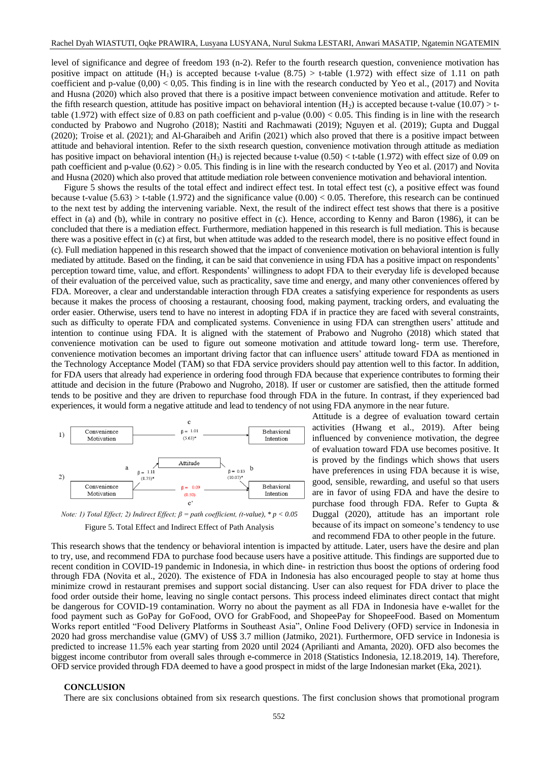level of significance and degree of freedom 193 (n-2). Refer to the fourth research question, convenience motivation has positive impact on attitude ($H_1$) is accepted because t-value (8.75) > t-table (1.972) with effect size of 1.11 on path coefficient and p-value (0,00) < 0,05. This finding is in line with the research conducted by Yeo et al., (2017) and Novita and Husna (2020) which also proved that there is a positive impact between convenience motivation and attitude. Refer to the fifth research question, attitude has positive impact on behavioral intention ($H_2$) is accepted because t-value (10.07) > t-table (1.972) with effect size of 0.83 on path coefficient and p-value (0.00) < 0.05. This finding is in line with the research conducted by Prabowo and Nugroho (2018); Nastiti and Rachmawati (2019); Nguyen et al. (2019); Gupta and Duggal (2020); Troise et al. (2021); and Al-Gharaibeh and Arifin (2021) which also proved that there is a positive impact between attitude and behavioral intention. Refer to the sixth research question, convenience motivation through attitude as mediation has positive impact on behavioral intention ($H_3$) is rejected because t-value (0.50) < t-table (1.972) with effect size of 0.09 on path coefficient and p-value (0.62) > 0.05. This finding is in line with the research conducted by Yeo et al. (2017) and Novita and Husna (2020) which also proved that attitude mediation role between convenience motivation and behavioral intention.

Figure 5 shows the results of the total effect and indirect effect test. In total effect test (c), a positive effect was found because t-value (5.63) > t-table (1.972) and the significance value (0.00) < 0.05. Therefore, this research can be continued to the next test by adding the intervening variable. Next, the result of the indirect effect test shows that there is a positive effect in (a) and (b), while in contrary no positive effect in (c). Hence, according to Kenny and Baron (1986), it can be concluded that there is a mediation effect. Furthermore, mediation happened in this research is full mediation. This is because there was a positive effect in (c) at first, but when attitude was added to the research model, there is no positive effect found in (c). Full mediation happened in this research showed that the impact of convenience motivation on behavioral intention is fully mediated by attitude. Based on the finding, it can be said that convenience in using FDA has a positive impact on respondents' perception toward time, value, and effort. Respondents' willingness to adopt FDA to their everyday life is developed because of their evaluation of the perceived value, such as practicality, save time and energy, and many other conveniences offered by FDA. Moreover, a clear and understandable interaction through FDA creates a satisfying experience for respondents as users because it makes the process of choosing a restaurant, choosing food, making payment, tracking orders, and evaluating the order easier. Otherwise, users tend to have no interest in adopting FDA if in practice they are faced with several constraints, such as difficulty to operate FDA and complicated systems. Convenience in using FDA can strengthen users' attitude and intention to continue using FDA. It is aligned with the statement of Prabowo and Nugroho (2018) which stated that convenience motivation can be used to figure out someone motivation and attitude toward long- term use. Therefore, convenience motivation becomes an important driving factor that can influence users' attitude toward FDA as mentioned in the Technology Acceptance Model (TAM) so that FDA service providers should pay attention well to this factor. In addition, for FDA users that already have experience in ordering food through FDA because that experience contributes to forming their attitude and decision in the future (Prabowo and Nugroho, 2018). If user or customer are satisfied, then the attitude formed tends to be positive and they are driven to repurchase food through FDA in the future. In contrast, if they experienced bad experiences, it would form a negative attitude and lead to tendency of not using FDA anymore in the near future.

1) Convenience Motivation → (c: $\beta$ = 1.01, (5.63)*) → Behavioral Intention

2) Convenience Motivation → (a: $\beta$ = 1.11, (8.75)*) → Attitude → (b: $\beta$ = 0.83, (10.07)*) → Behavioral Intention; Convenience Motivation → (c': $\beta$ = 0.09, (0.50)) → Behavioral Intention

*Note: 1) Total Effect; 2) Indirect Effect; $\beta$ = path coefficient, (t-value), * $p < 0.05$*

Figure 5. Total Effect and Indirect Effect of Path Analysis

Attitude is a degree of evaluation toward certain activities (Hwang et al., 2019). After being influenced by convenience motivation, the degree of evaluation toward FDA use becomes positive. It is proved by the findings which shows that users have preferences in using FDA because it is wise, good, sensible, rewarding, and useful so that users are in favor of using FDA and have the desire to purchase food through FDA. Refer to Gupta & Duggal (2020), attitude has an important role because of its impact on someone's tendency to use and recommend FDA to other people in the future. This research shows that the tendency or behavioral intention is impacted by attitude. Later, users have the desire and plan to try, use, and recommend FDA to purchase food because users have a positive attitude. This findings are supported due to recent condition in COVID-19 pandemic in Indonesia, in which dine- in restriction thus boost the options of ordering food through FDA (Novita et al., 2020). The existence of FDA in Indonesia has also encouraged people to stay at home thus minimize crowd in restaurant premises and support social distancing. User can also request for FDA driver to place the food order outside their home, leaving no single contact persons. This process indeed eliminates direct contact that might be dangerous for COVID-19 contamination. Worry no about the payment as all FDA in Indonesia have e-wallet for the food payment such as GoPay for GoFood, OVO for GrabFood, and ShopeePay for ShopeeFood. Based on Momentum Works report entitled "Food Delivery Platforms in Southeast Asia", Online Food Delivery (OFD) service in Indonesia in 2020 had gross merchandise value (GMV) of US$ 3.7 million (Jatmiko, 2021). Furthermore, OFD service in Indonesia is predicted to increase 11.5% each year starting from 2020 until 2024 (Aprilianti and Amanta, 2020). OFD also becomes the biggest income contributor from overall sales through e-commerce in 2018 (Statistics Indonesia, 12.18.2019, 14). Therefore, OFD service provided through FDA deemed to have a good prospect in midst of the large Indonesian market (Eka, 2021).

## CONCLUSION

There are six conclusions obtained from six research questions. The first conclusion shows that promotional program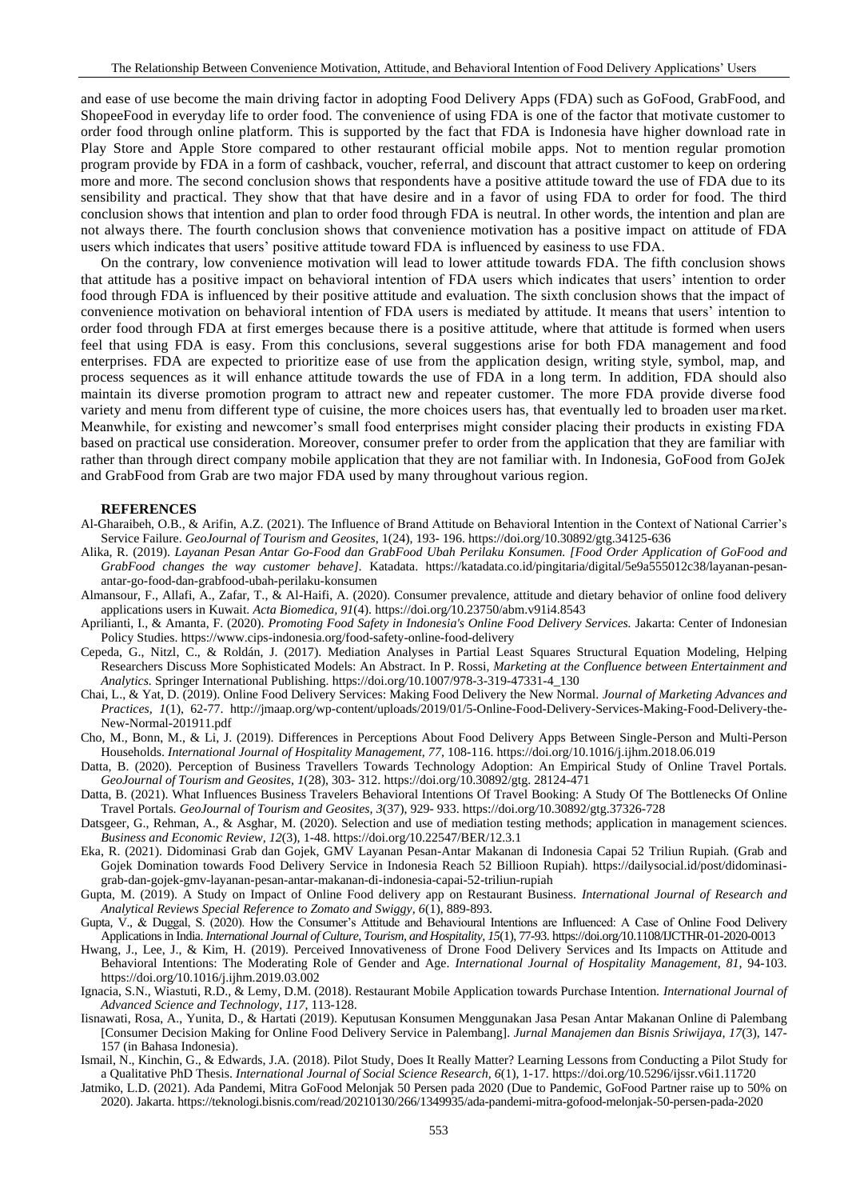and ease of use become the main driving factor in adopting Food Delivery Apps (FDA) such as GoFood, GrabFood, and ShopeeFood in everyday life to order food. The convenience of using FDA is one of the factor that motivate customer to order food through online platform. This is supported by the fact that FDA is Indonesia have higher download rate in Play Store and Apple Store compared to other restaurant official mobile apps. Not to mention regular promotion program provide by FDA in a form of cashback, voucher, referral, and discount that attract customer to keep on ordering more and more. The second conclusion shows that respondents have a positive attitude toward the use of FDA due to its sensibility and practical. They show that that have desire and in a favor of using FDA to order for food. The third conclusion shows that intention and plan to order food through FDA is neutral. In other words, the intention and plan are not always there. The fourth conclusion shows that convenience motivation has a positive impact on attitude of FDA users which indicates that users' positive attitude toward FDA is influenced by easiness to use FDA.

On the contrary, low convenience motivation will lead to lower attitude towards FDA. The fifth conclusion shows that attitude has a positive impact on behavioral intention of FDA users which indicates that users' intention to order food through FDA is influenced by their positive attitude and evaluation. The sixth conclusion shows that the impact of convenience motivation on behavioral intention of FDA users is mediated by attitude. It means that users' intention to order food through FDA at first emerges because there is a positive attitude, where that attitude is formed when users feel that using FDA is easy. From this conclusions, several suggestions arise for both FDA management and food enterprises. FDA are expected to prioritize ease of use from the application design, writing style, symbol, map, and process sequences as it will enhance attitude towards the use of FDA in a long term. In addition, FDA should also maintain its diverse promotion program to attract new and repeater customer. The more FDA provide diverse food variety and menu from different type of cuisine, the more choices users has, that eventually led to broaden user market. Meanwhile, for existing and newcomer's small food enterprises might consider placing their products in existing FDA based on practical use consideration. Moreover, consumer prefer to order from the application that they are familiar with rather than through direct company mobile application that they are not familiar with. In Indonesia, GoFood from GoJek and GrabFood from Grab are two major FDA used by many throughout various region.

## REFERENCES

Al-Gharaibeh, O.B., & Arifin, A.Z. (2021). The Influence of Brand Attitude on Behavioral Intention in the Context of National Carrier's Service Failure. *GeoJournal of Tourism and Geosites*, 1(24), 193- 196. https://doi.org/10.30892/gtg.34125-636

Alika, R. (2019). *Layanan Pesan Antar Go-Food dan GrabFood Ubah Perilaku Konsumen. [Food Order Application of GoFood and GrabFood changes the way customer behave].* Katadata. https://katadata.co.id/pingitaria/digital/5e9a555012c38/layanan-pesan-antar-go-food-dan-grabfood-ubah-perilaku-konsumen

Almansour, F., Allafi, A., Zafar, T., & Al-Haifi, A. (2020). Consumer prevalence, attitude and dietary behavior of online food delivery applications users in Kuwait. *Acta Biomedica, 91*(4). https://doi.org/10.23750/abm.v91i4.8543

Aprilianti, I., & Amanta, F. (2020). *Promoting Food Safety in Indonesia's Online Food Delivery Services.* Jakarta: Center of Indonesian Policy Studies. https://www.cips-indonesia.org/food-safety-online-food-delivery

Cepeda, G., Nitzl, C., & Roldán, J. (2017). Mediation Analyses in Partial Least Squares Structural Equation Modeling, Helping Researchers Discuss More Sophisticated Models: An Abstract. In P. Rossi, *Marketing at the Confluence between Entertainment and Analytics.* Springer International Publishing. https://doi.org/10.1007/978-3-319-47331-4_130

Chai, L., & Yat, D. (2019). Online Food Delivery Services: Making Food Delivery the New Normal. *Journal of Marketing Advances and Practices, 1*(1), 62-77. http://jmaap.org/wp-content/uploads/2019/01/5-Online-Food-Delivery-Services-Making-Food-Delivery-the-New-Normal-201911.pdf

Cho, M., Bonn, M., & Li, J. (2019). Differences in Perceptions About Food Delivery Apps Between Single-Person and Multi-Person Households. *International Journal of Hospitality Management, 77*, 108-116. https://doi.org/10.1016/j.ijhm.2018.06.019

Datta, B. (2020). Perception of Business Travellers Towards Technology Adoption: An Empirical Study of Online Travel Portals. *GeoJournal of Tourism and Geosites, 1*(28), 303- 312. https://doi.org/10.30892/gtg. 28124-471

Datta, B. (2021). What Influences Business Travelers Behavioral Intentions Of Travel Booking: A Study Of The Bottlenecks Of Online Travel Portals. *GeoJournal of Tourism and Geosites, 3*(37), 929- 933. https://doi.org/10.30892/gtg.37326-728

Datsgeer, G., Rehman, A., & Asghar, M. (2020). Selection and use of mediation testing methods; application in management sciences. *Business and Economic Review, 12*(3), 1-48. https://doi.org/10.22547/BER/12.3.1

Eka, R. (2021). Didominasi Grab dan Gojek, GMV Layanan Pesan-Antar Makanan di Indonesia Capai 52 Triliun Rupiah. (Grab and Gojek Domination towards Food Delivery Service in Indonesia Reach 52 Billioon Rupiah). https://dailysocial.id/post/didominasi-grab-dan-gojek-gmv-layanan-pesan-antar-makanan-di-indonesia-capai-52-triliun-rupiah

Gupta, M. (2019). A Study on Impact of Online Food delivery app on Restaurant Business. *International Journal of Research and Analytical Reviews Special Reference to Zomato and Swiggy, 6*(1), 889-893.

Gupta, V., & Duggal, S. (2020). How the Consumer's Attitude and Behavioural Intentions are Influenced: A Case of Online Food Delivery Applications in India. *International Journal of Culture, Tourism, and Hospitality, 15*(1), 77-93. https://doi.org/10.1108/IJCTHR-01-2020-0013

Hwang, J., Lee, J., & Kim, H. (2019). Perceived Innovativeness of Drone Food Delivery Services and Its Impacts on Attitude and Behavioral Intentions: The Moderating Role of Gender and Age. *International Journal of Hospitality Management, 81*, 94-103. https://doi.org/10.1016/j.ijhm.2019.03.002

Ignacia, S.N., Wiastuti, R.D., & Lemy, D.M. (2018). Restaurant Mobile Application towards Purchase Intention. *International Journal of Advanced Science and Technology, 117*, 113-128.

Iisnawati, Rosa, A., Yunita, D., & Hartati (2019). Keputusan Konsumen Menggunakan Jasa Pesan Antar Makanan Online di Palembang [Consumer Decision Making for Online Food Delivery Service in Palembang]. *Jurnal Manajemen dan Bisnis Sriwijaya, 17*(3), 147-157 (in Bahasa Indonesia).

Ismail, N., Kinchin, G., & Edwards, J.A. (2018). Pilot Study, Does It Really Matter? Learning Lessons from Conducting a Pilot Study for a Qualitative PhD Thesis. *International Journal of Social Science Research, 6*(1), 1-17. https://doi.org/10.5296/ijssr.v6i1.11720

Jatmiko, L.D. (2021). Ada Pandemi, Mitra GoFood Melonjak 50 Persen pada 2020 (Due to Pandemic, GoFood Partner raise up to 50% on 2020). Jakarta. https://teknologi.bisnis.com/read/20210130/266/1349935/ada-pandemi-mitra-gofood-melonjak-50-persen-pada-2020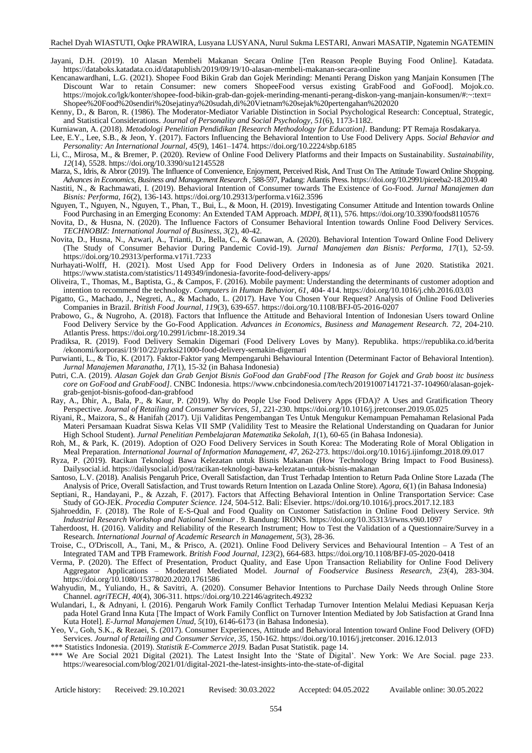Jayani, D.H. (2019). 10 Alasan Membeli Makanan Secara Online [Ten Reason People Buying Food Online]. Katadata. https://databoks.katadata.co.id/datapublish/2019/09/19/10-alasan-membeli-makanan-secara-online

Kencanawardhani, L.G. (2021). Shopee Food Bikin Grab dan Gojek Merinding: Menanti Perang Diskon yang Manjain Konsumen [The Discount War to retain Consumer: new comers ShopeeFood versus existing GrabFood and GoFood]. Mojok.co. https://mojok.co/lgk/konter/shopee-food-bikin-grab-dan-gojek-merinding-menanti-perang-diskon-yang-manjain-konsumen/#:~:text=Shopee%20Food%20sendiri%20sejatinya%20sudah,di%20Vietnam%20sejak%20pertengahan%202020

Kenny, D., & Baron, R. (1986). The Moderator-Mediator Variable Distinction in Social Psychological Research: Conceptual, Strategic, and Statistical Considerations. *Journal of Personality and Social Psychology, 51*(6), 1173-1182.

Kurniawan, A. (2018). *Metodologi Penelitian Pendidikan [Research Methodology for Education].* Bandung: PT Remaja Rosdakarya.

Lee, E.Y., Lee, S.B., & Jeon, Y. (2017). Factors Influencing the Behavioral Intention to Use Food Delivery Apps. *Social Behavior and Personality: An International Journal, 45*(9), 1461–1474. https://doi.org/10.2224/sbp.6185

Li, C., Mirosa, M., & Bremer, P. (2020). Review of Online Food Delivery Platforms and their Impacts on Sustainability. *Sustainability, 12*(14), 5528. https://doi.org/10.3390/su12145528

Marza, S., Idris, & Abror (2019). The Influence of Convenience, Enjoyment, Perceived Risk, And Trust On The Attitude Toward Online Shopping. *Advances in Economics, Business and Management Research* , 588-597, Padang: Atlantis Press. https://doi.org/10.2991/piceeba2-18.2019.40

Nastiti, N., & Rachmawati, I. (2019). Behavioral Intention of Consumer towards The Existence of Go-Food. *Jurnal Manajemen dan Bisnis: Performa, 16*(2), 136-143. https://doi.org/10.29313/performa.v16i2.3596

Nguyen, T., Nguyen, N., Nguyen, T., Phan, T., Bui, L., & Moon, H. (2019). Investigating Consumer Attitude and Intention towards Online Food Purchasing in an Emerging Economy: An Extended TAM Approach. *MDPI, 8*(11), 576. https://doi.org/10.3390/foods8110576

Novita, D., & Husna, N. (2020). The Influence Factors of Consumer Behavioral Intention towards Online Food Delivery Services. *TECHNOBIZ: International Journal of Business, 3*(2), 40-42.

Novita, D., Husna, N., Azwari, A., Trianti, D., Bella, C., & Gunawan, A. (2020). Behavioral Intention Toward Online Food Delivery (The Study of Consumer Behavior During Pandemic Covid-19). *Jurnal Manajemen dan Bisnis: Performa, 17*(1), 52-59. https://doi.org/10.29313/performa.v17i1.7233

Nurhayati-Wolff, H. (2021). Most Used App for Food Delivery Orders in Indonesia as of June 2020. Statistika 2021. https://www.statista.com/statistics/1149349/indonesia-favorite-food-delivery-apps/

Oliveira, T., Thomas, M., Baptista, G., & Campos, F. (2016). Mobile payment: Understanding the determinants of customer adoption and intention to recommend the technology. *Computers in Human Behavior, 61*, 404- 414. https://doi.org/10.1016/j.chb.2016.03.03

Pigatto, G., Machado, J., Negreti, A., & Machado, L. (2017). Have You Chosen Your Request? Analysis of Online Food Deliveries Companies in Brazil. *British Food Journal, 119*(3), 639-657. https://doi.org/10.1108/BFJ-05-2016-0207

Prabowo, G., & Nugroho, A. (2018). Factors that Influence the Attitude and Behavioral Intention of Indonesian Users toward Online Food Delivery Service by the Go-Food Application. *Advances in Economics, Business and Management Research. 72*, 204-210. Atlantis Press. https://doi.org/10.2991/icbmr-18.2019.34

Pradiksa, R. (2019). Food Delivery Semakin Digemari (Food Delivery Loves by Many). Republika. https://republika.co.id/berita/ekonomi/korporasi/19/10/22/pzrksi21000-food-delivery-semakin-digemari

Purwianti, L., & Tio, K. (2017). Faktor-Faktor yang Mempengaruhi Behavioural Intention (Determinant Factor of Behavioral Intention). *Jurnal Manajemen Maranatha, 17*(1), 15-32 (in Bahasa Indonesia)

Putri, C.A. (2019). *Alasan Gojek dan Grab Genjot Bisnis GoFood dan GrabFood [The Reason for Gojek and Grab boost itc business core on GoFood and GrabFood].* CNBC Indonesia. https://www.cnbcindonesia.com/tech/20191007141721-37-104960/alasan-gojek-grab-genjot-bisnis-gofood-dan-grabfood

Ray, A., Dhir, A., Bala, P., & Kaur, P. (2019). Why do People Use Food Delivery Apps (FDA)? A Uses and Gratification Theory Perspective. *Journal of Retailing and Consumer Services, 51*, 221-230. https://doi.org/10.1016/j.jretconser.2019.05.025

Riyani, R., Maizora, S., & Hanifah (2017). Uji Validitas Pengembangan Tes Untuk Mengukur Kemampuan Pemahaman Relasional Pada Materi Persamaan Kuadrat Siswa Kelas VII SMP (Validility Test to Measire the Relational Understanding on Quadaran for Junior High School Student). *Jurnal Penelitian Pembelajaran Matematika Sekolah, 1*(1), 60-65 (in Bahasa Indonesia).

Roh, M., & Park, K. (2019). Adoption of O2O Food Delivery Services in South Korea: The Moderating Role of Moral Obligation in Meal Preparation. *International Journal of Information Management, 47*, 262-273. https://doi.org/10.1016/j.ijinfomgt.2018.09.017

Ryza, P. (2019). Racikan Teknologi Bawa Kelezatan untuk Bisnis Makanan (How Technology Bring Impact to Food Business). Dailysocial.id. https://dailysocial.id/post/racikan-teknologi-bawa-kelezatan-untuk-bisnis-makanan

Santoso, L.V. (2018). Analisis Pengaruh Price, Overall Satisfaction, dan Trust Terhadap Intention to Return Pada Online Store Lazada (The Analysis of Price, Overall Satisfaction, and Trust towards Return Intention on Lazada Online Store). *Agora, 6*(1) (in Bahasa Indonesia)

Septiani, R., Handayani, P., & Azzah, F. (2017). Factors that Affecting Behavioral Intention in Online Transportation Service: Case Study of GO-JEK. *Procedia Computer Science. 124*, 504-512. Bali: Elsevier. https://doi.org/10.1016/j.procs.2017.12.183

Sjahroeddin, F. (2018). The Role of E-S-Qual and Food Quality on Customer Satisfaction in Online Food Delivery Service. *9th Industrial Research Workshop and National Seminar . 9.* Bandung: IRONS. https://doi.org/10.35313/irwns.v9i0.1097

Taherdoost, H. (2016). Validity and Reliability of the Research Instrument; How to Test the Validation of a Questionnaire/Survey in a Research. *International Journal of Academic Research in Management, 5*(3), 28-36.

Troise, C., O'Driscoll, A., Tani, M., & Prisco, A. (2021). Online Food Delivery Services and Behavioural Intention – A Test of an Integrated TAM and TPB Framework. *British Food Journal, 123*(2), 664-683. https://doi.org/10.1108/BFJ-05-2020-0418

Verma, P. (2020). The Effect of Presentation, Product Quality, and Ease Upon Transaction Reliability for Online Food Delivery Aggregator Applications – Moderated Mediated Model. *Journal of Foodservice Business Research, 23*(4), 283-304. https://doi.org/10.1080/15378020.2020.1761586

Wahyudin, M., Yuliando, H., & Savitri, A. (2020). Consumer Behavior Intentions to Purchase Daily Needs through Online Store Channel. *agriTECH, 40*(4), 306-311. https://doi.org/10.22146/agritech.49232

Wulandari, I., & Adnyani, I. (2016). Pengaruh Work Family Conflict Terhadap Turnover Intention Melalui Mediasi Kepuasan Kerja pada Hotel Grand Inna Kuta [The Impact of Work Family Conflict on Turnover Intention Mediated by Job Satisfaction at Grand Inna Kuta Hotel]. *E-Jurnal Manajemen Unud, 5*(10), 6146-6173 (in Bahasa Indonesia).

Yeo, V., Goh, S.K., & Rezaei, S. (2017). Consumer Experiences, Attitude and Behavioral Intention toward Online Food Delivery (OFD) Services. *Journal of Retailing and Consumer Service, 35*, 150-162. https://doi.org/10.1016/j.jretconser. 2016.12.013

*** Statistics Indonesia. (2019). *Statistik E-Commerce 2019.* Badan Pusat Statistik. page 14.

*** We Are Social 2021 Digital (2021). The Latest Insight Into the 'State of Digital'. New York: We Are Social. page 233. https://wearesocial.com/blog/2021/01/digital-2021-the-latest-insights-into-the-state-of-digital

Article history: Received: 29.10.2021 Revised: 30.03.2022 Accepted: 04.05.2022 Available online: 30.05.2022